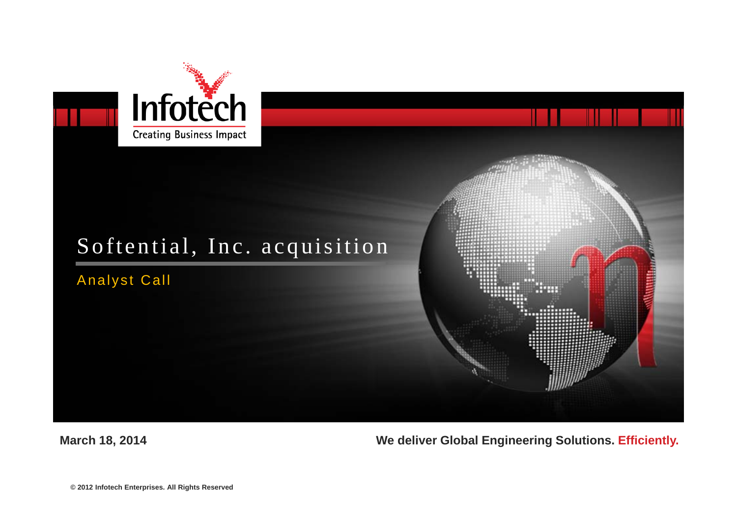Infotech

Creating Business Impact

# Softential, Inc. acquisition

## Analyst Call

**March 18, 2014**

**We deliver Global Engineering Solutions. Efficiently.**

**© 2012 Infotech Enterprises. All Rights Reserved**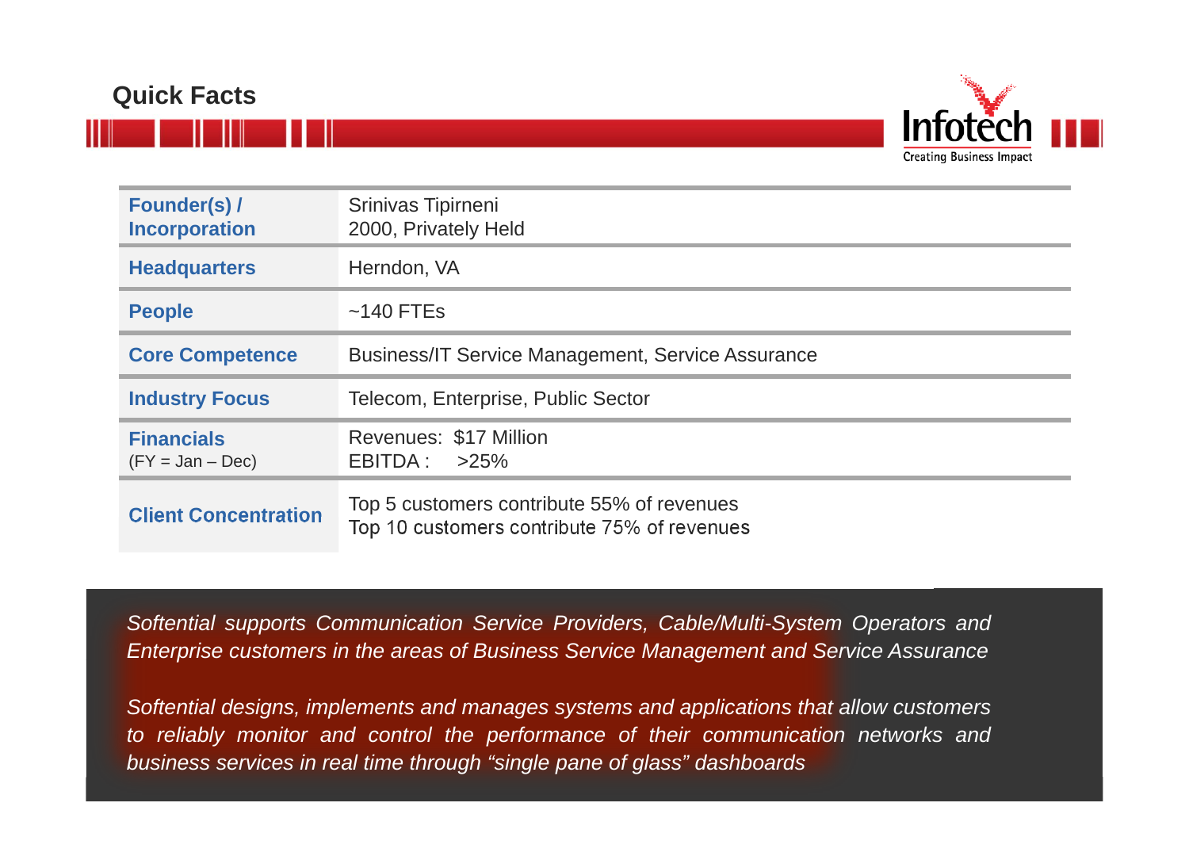## Quick Facts

Infotech
Creating Business Impact

| | |
|---|---|
| **Founder(s) / Incorporation** | Srinivas Tipirneni<br>2000, Privately Held |
| **Headquarters** | Herndon, VA |
| **People** | ~140 FTEs |
| **Core Competence** | Business/IT Service Management, Service Assurance |
| **Industry Focus** | Telecom, Enterprise, Public Sector |
| **Financials** (FY = Jan – Dec) | Revenues: $17 Million<br>EBITDA : >25% |
| **Client Concentration** | Top 5 customers contribute 55% of revenues<br>Top 10 customers contribute 75% of revenues |

*Softential supports Communication Service Providers, Cable/Multi-System Operators and Enterprise customers in the areas of Business Service Management and Service Assurance*

*Softential designs, implements and manages systems and applications that allow customers to reliably monitor and control the performance of their communication networks and business services in real time through "single pane of glass" dashboards*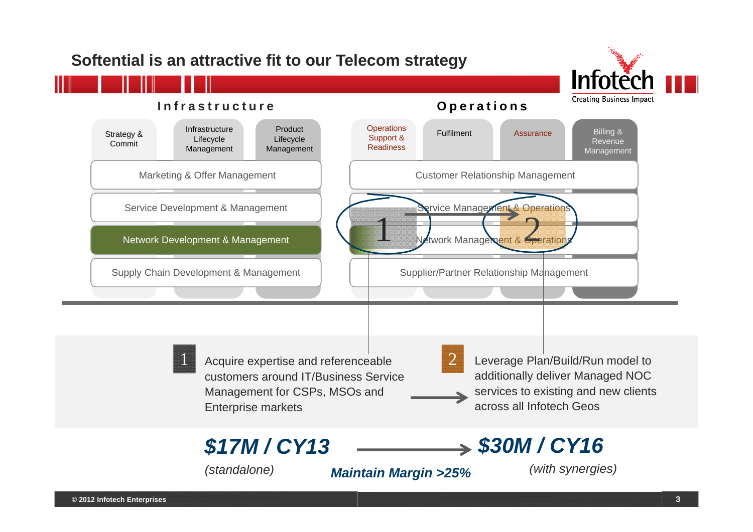# Softential is an attractive fit to our Telecom strategy

Infotech — Creating Business Impact

## Infrastructure

| Strategy & Commit | Infrastructure Lifecycle Management | Product Lifecycle Management |
|---|---|---|

- Marketing & Offer Management
- Service Development & Management
- Network Development & Management
- Supply Chain Development & Management

## Operations

| Operations Support & Readiness | Fulfilment | Assurance | Billing & Revenue Management |
|---|---|---|---|

- Customer Relationship Management
- Service Management & Operations
- Network Management & Operations
- Supplier/Partner Relationship Management

**1** Acquire expertise and referenceable customers around IT/Business Service Management for CSPs, MSOs and Enterprise markets

→

**2** Leverage Plan/Build/Run model to additionally deliver Managed NOC services to existing and new clients across all Infotech Geos

***$17M / CY13*** *(standalone)* → ***$30M / CY16*** *(with synergies)*

***Maintain Margin >25%***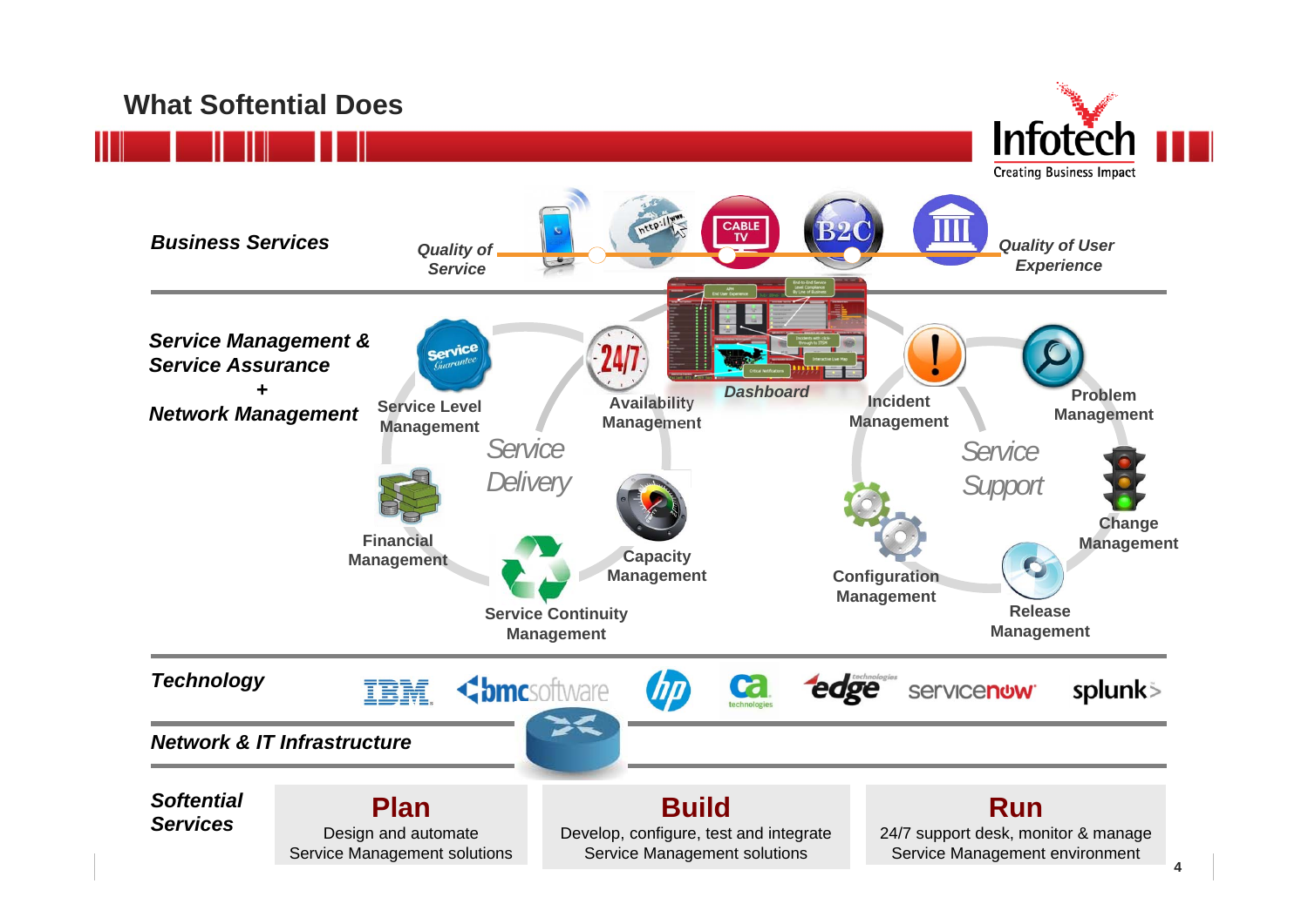# What Softential Does

Infotech — Creating Business Impact

***Business Services***

*Quality of Service* — *Quality of User Experience*

CABLE TV · B2C · http://www.

***Service Management & Service Assurance + Network Management***

**Dashboard**

*Service Delivery*

- Service Level Management
- Availability Management
- Financial Management
- Capacity Management
- Service Continuity Management

*Service Support*

- Incident Management
- Problem Management
- Change Management
- Configuration Management
- Release Management

***Technology***

IBM · bmcsoftware · hp · ca technologies · edge technologies · servicenow · splunk>

***Network & IT Infrastructure***

***Softential Services***

| **Plan** | **Build** | **Run** |
|---|---|---|
| Design and automate Service Management solutions | Develop, configure, test and integrate Service Management solutions | 24/7 support desk, monitor & manage Service Management environment |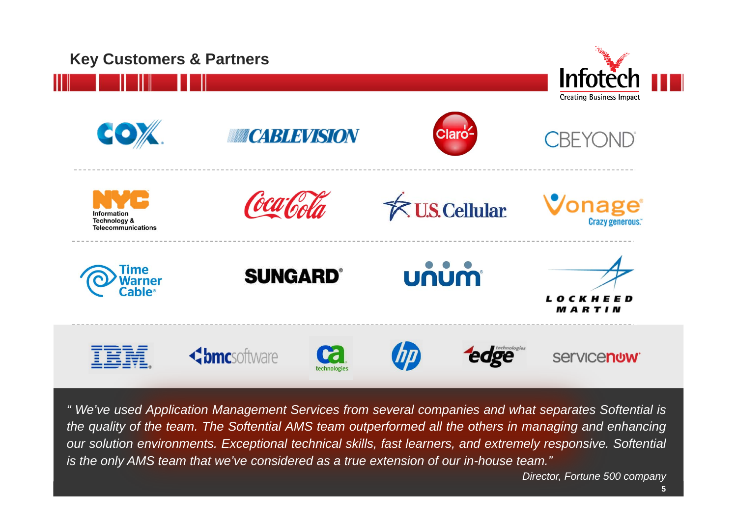## Key Customers & Partners

*" We've used Application Management Services from several companies and what separates Softential is the quality of the team. The Softential AMS team outperformed all the others in managing and enhancing our solution environments. Exceptional technical skills, fast learners, and extremely responsive. Softential is the only AMS team that we've considered as a true extension of our in-house team."*

*Director, Fortune 500 company*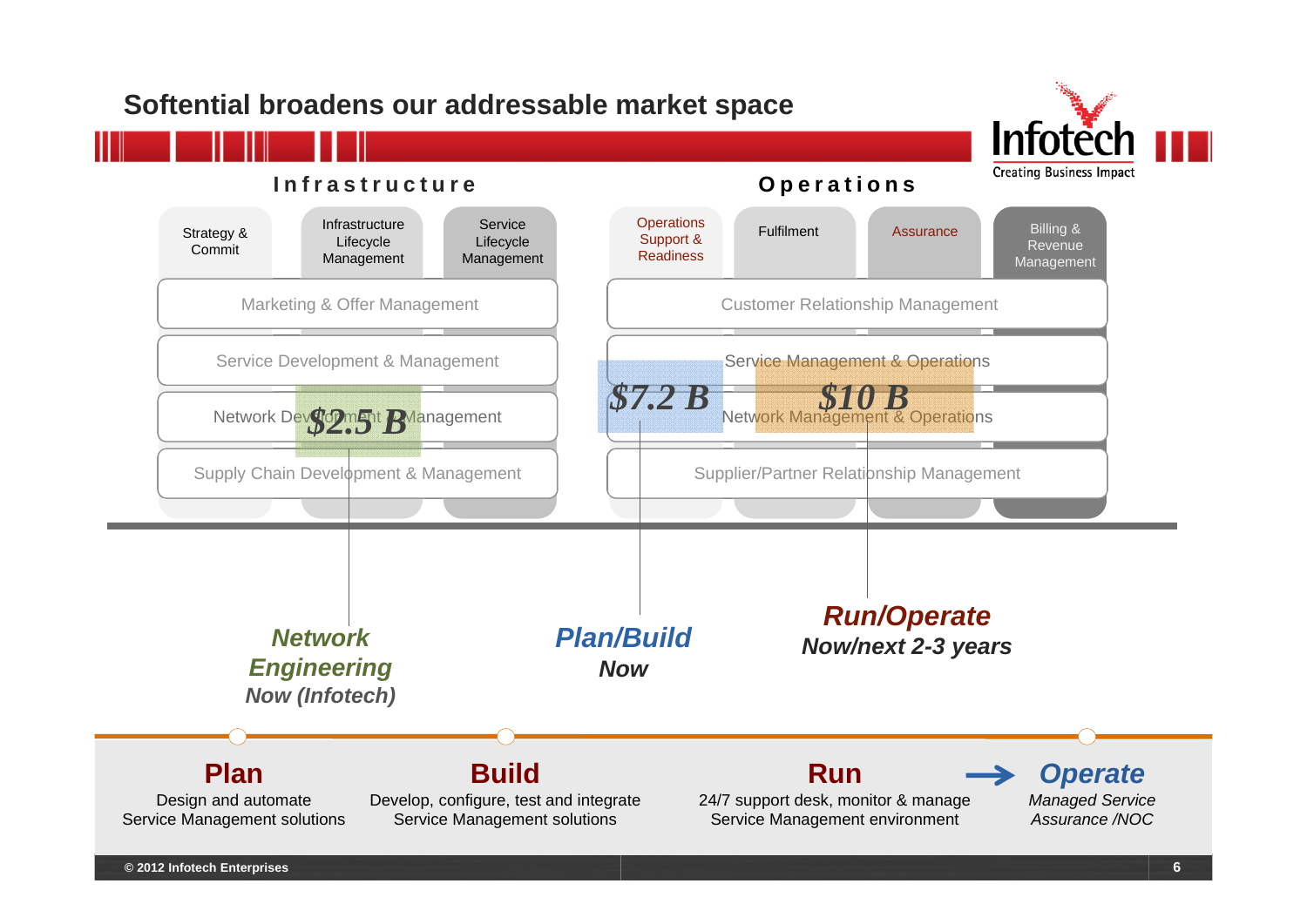# Softential broadens our addressable market space

Infotech — Creating Business Impact

## Infrastructure

- Strategy & Commit
- Infrastructure Lifecycle Management
- Service Lifecycle Management

Marketing & Offer Management

Service Development & Management

Network Development & Management — **$2.5 B**

Supply Chain Development & Management

## Operations

- Operations Support & Readiness
- Fulfilment
- Assurance
- Billing & Revenue Management

Customer Relationship Management

Service Management & Operations

Network Management & Operations — **$7.2 B** / **$10 B**

Supplier/Partner Relationship Management

***Network Engineering***
*Now (Infotech)*

***Plan/Build***
*Now*

***Run/Operate***
*Now/next 2-3 years*

**Plan**
Design and automate Service Management solutions

**Build**
Develop, configure, test and integrate Service Management solutions

**Run**
24/7 support desk, monitor & manage Service Management environment

→ ***Operate***
*Managed Service Assurance /NOC*

© 2012 Infotech Enterprises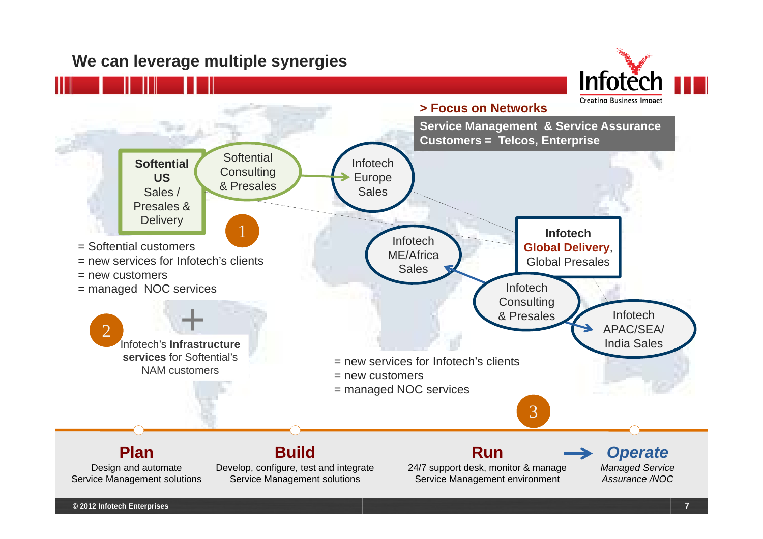# We can leverage multiple synergies

> Focus on Networks

**Service Management & Service Assurance**
**Customers = Telcos, Enterprise**

**Softential US** Sales / Presales & Delivery

Softential Consulting & Presales

Infotech Europe Sales

Infotech ME/Africa Sales

Infotech **Global Delivery**, Global Presales

Infotech Consulting & Presales

Infotech APAC/SEA/ India Sales

1

= Softential customers
= new services for Infotech's clients
= new customers
= managed NOC services

2

+

Infotech's **Infrastructure services** for Softential's NAM customers

= new services for Infotech's clients
= new customers
= managed NOC services

3

| Plan | Build | Run | → Operate |
|---|---|---|---|
| Design and automate Service Management solutions | Develop, configure, test and integrate Service Management solutions | 24/7 support desk, monitor & manage Service Management environment | *Managed Service Assurance /NOC* |

© 2012 Infotech Enterprises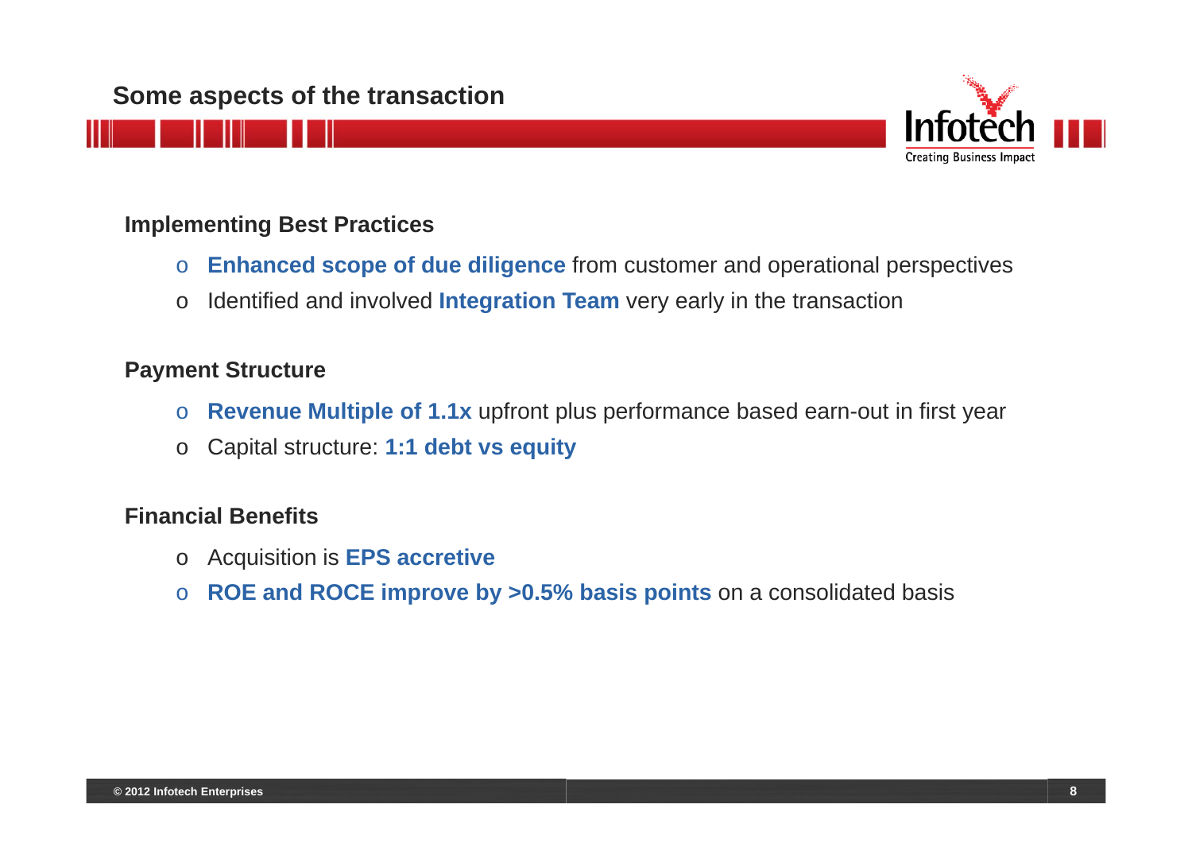## Some aspects of the transaction

### Implementing Best Practices

- **Enhanced scope of due diligence** from customer and operational perspectives
- Identified and involved **Integration Team** very early in the transaction

### Payment Structure

- **Revenue Multiple of 1.1x** upfront plus performance based earn-out in first year
- Capital structure: **1:1 debt vs equity**

### Financial Benefits

- Acquisition is **EPS accretive**
- **ROE and ROCE improve by >0.5% basis points** on a consolidated basis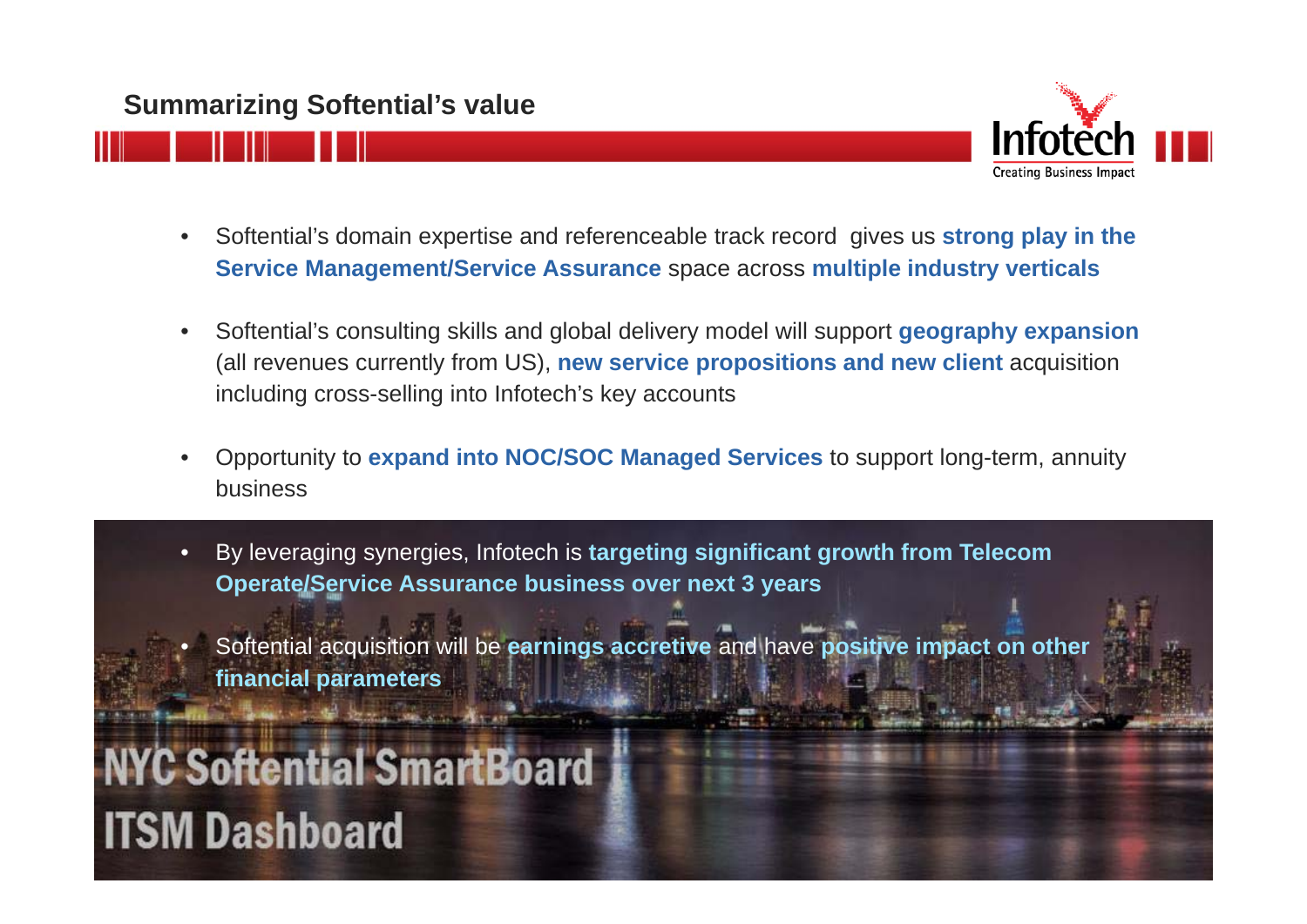## Summarizing Softential's value

- Softential's domain expertise and referenceable track record gives us **strong play in the Service Management/Service Assurance** space across **multiple industry verticals**
- Softential's consulting skills and global delivery model will support **geography expansion** (all revenues currently from US), **new service propositions and new client** acquisition including cross-selling into Infotech's key accounts
- Opportunity to **expand into NOC/SOC Managed Services** to support long-term, annuity business
- By leveraging synergies, Infotech is **targeting significant growth from Telecom Operate/Service Assurance business over next 3 years**
- Softential acquisition will be **earnings accretive** and have **positive impact on other financial parameters**

NYC Softential SmartBoard
ITSM Dashboard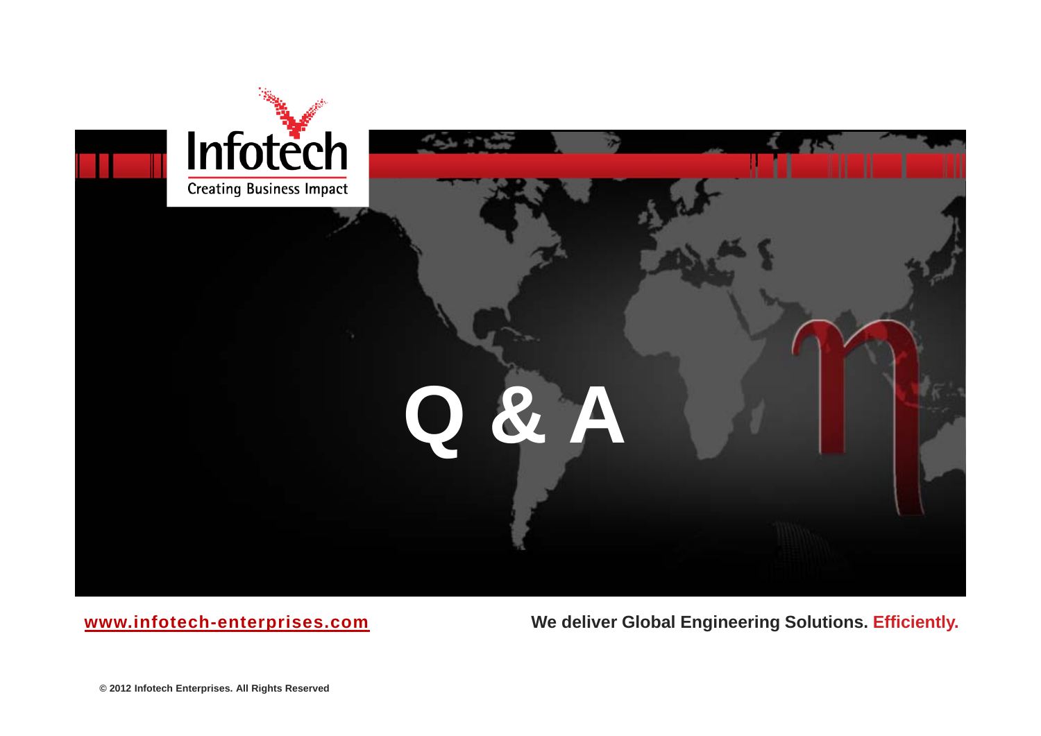Infotech

Creating Business Impact

# Q & A

www.infotech-enterprises.com

We deliver Global Engineering Solutions. **Efficiently.**

© 2012 Infotech Enterprises. All Rights Reserved